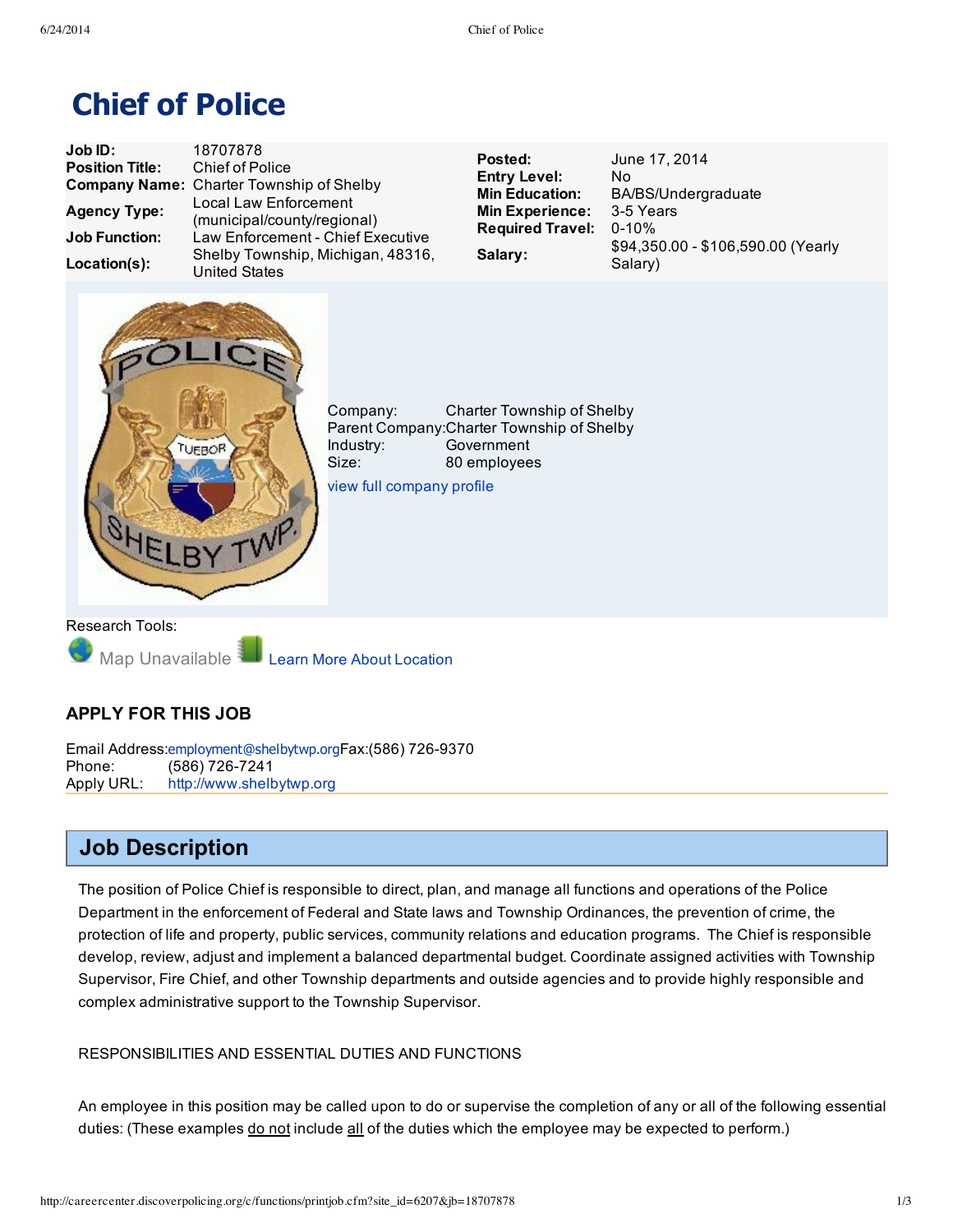# Chief of Police

| | | | |
|---|---|---|---|
| **Job ID:** | 18707878 | **Posted:** | June 17, 2014 |
| **Position Title:** | Chief of Police | **Entry Level:** | No |
| **Company Name:** | Charter Township of Shelby | **Min Education:** | BA/BS/Undergraduate |
| **Agency Type:** | Local Law Enforcement (municipal/county/regional) | **Min Experience:** | 3-5 Years |
| **Job Function:** | Law Enforcement - Chief Executive | **Required Travel:** | 0-10% |
| **Location(s):** | Shelby Township, Michigan, 48316, United States | **Salary:** | $94,350.00 - $106,590.00 (Yearly Salary) |

Company: Charter Township of Shelby
Parent Company: Charter Township of Shelby
Industry: Government
Size: 80 employees

view full company profile

Research Tools:

Map Unavailable Learn More About Location

### APPLY FOR THIS JOB

Email Address: employment@shelbytwp.org Fax: (586) 726-9370
Phone: (586) 726-7241
Apply URL: http://www.shelbytwp.org

## Job Description

The position of Police Chief is responsible to direct, plan, and manage all functions and operations of the Police Department in the enforcement of Federal and State laws and Township Ordinances, the prevention of crime, the protection of life and property, public services, community relations and education programs. The Chief is responsible develop, review, adjust and implement a balanced departmental budget. Coordinate assigned activities with Township Supervisor, Fire Chief, and other Township departments and outside agencies and to provide highly responsible and complex administrative support to the Township Supervisor.

RESPONSIBILITIES AND ESSENTIAL DUTIES AND FUNCTIONS

An employee in this position may be called upon to do or supervise the completion of any or all of the following essential duties: (These examples do not include all of the duties which the employee may be expected to perform.)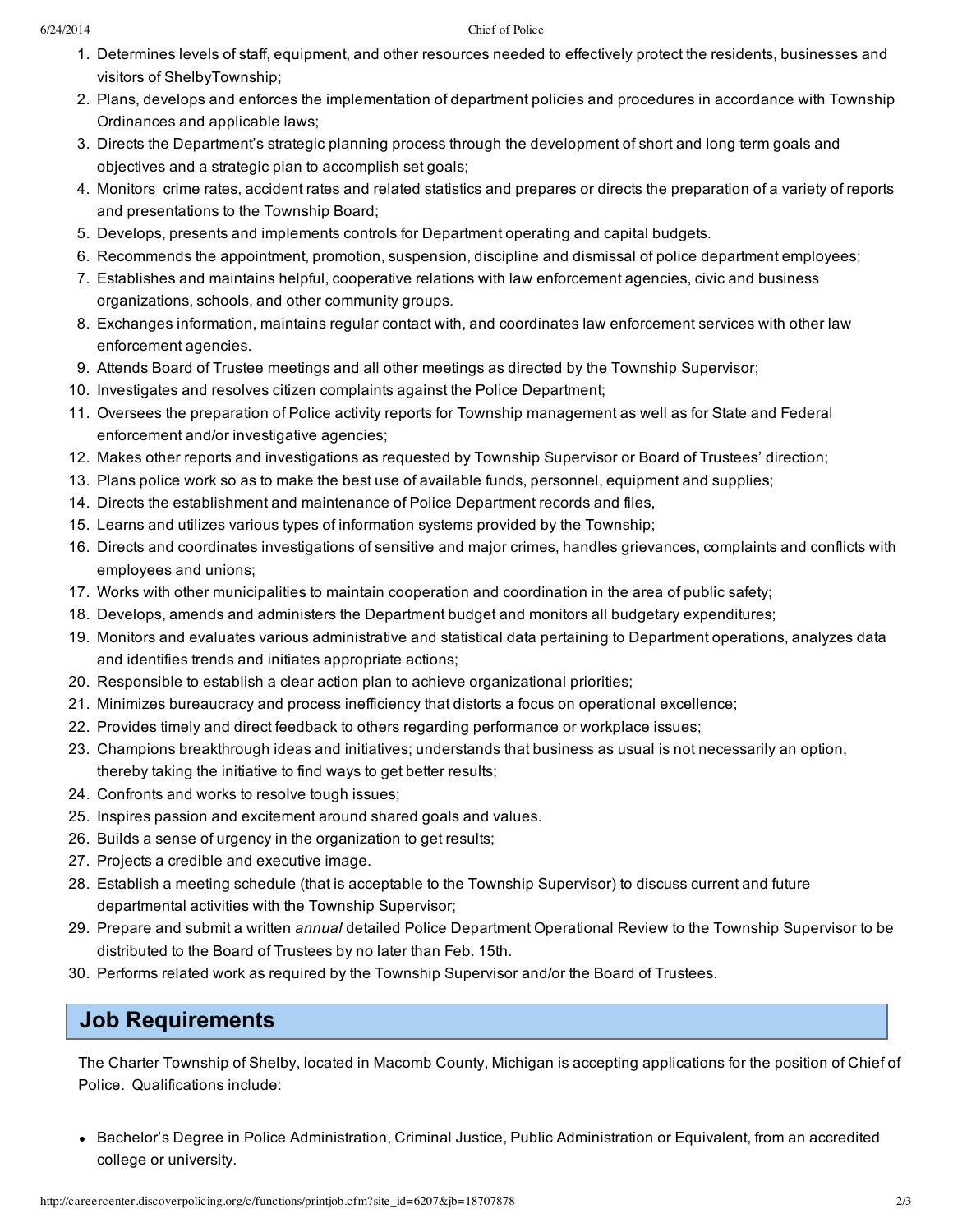1. Determines levels of staff, equipment, and other resources needed to effectively protect the residents, businesses and visitors of ShelbyTownship;
2. Plans, develops and enforces the implementation of department policies and procedures in accordance with Township Ordinances and applicable laws;
3. Directs the Department's strategic planning process through the development of short and long term goals and objectives and a strategic plan to accomplish set goals;
4. Monitors crime rates, accident rates and related statistics and prepares or directs the preparation of a variety of reports and presentations to the Township Board;
5. Develops, presents and implements controls for Department operating and capital budgets.
6. Recommends the appointment, promotion, suspension, discipline and dismissal of police department employees;
7. Establishes and maintains helpful, cooperative relations with law enforcement agencies, civic and business organizations, schools, and other community groups.
8. Exchanges information, maintains regular contact with, and coordinates law enforcement services with other law enforcement agencies.
9. Attends Board of Trustee meetings and all other meetings as directed by the Township Supervisor;
10. Investigates and resolves citizen complaints against the Police Department;
11. Oversees the preparation of Police activity reports for Township management as well as for State and Federal enforcement and/or investigative agencies;
12. Makes other reports and investigations as requested by Township Supervisor or Board of Trustees' direction;
13. Plans police work so as to make the best use of available funds, personnel, equipment and supplies;
14. Directs the establishment and maintenance of Police Department records and files,
15. Learns and utilizes various types of information systems provided by the Township;
16. Directs and coordinates investigations of sensitive and major crimes, handles grievances, complaints and conflicts with employees and unions;
17. Works with other municipalities to maintain cooperation and coordination in the area of public safety;
18. Develops, amends and administers the Department budget and monitors all budgetary expenditures;
19. Monitors and evaluates various administrative and statistical data pertaining to Department operations, analyzes data and identifies trends and initiates appropriate actions;
20. Responsible to establish a clear action plan to achieve organizational priorities;
21. Minimizes bureaucracy and process inefficiency that distorts a focus on operational excellence;
22. Provides timely and direct feedback to others regarding performance or workplace issues;
23. Champions breakthrough ideas and initiatives; understands that business as usual is not necessarily an option, thereby taking the initiative to find ways to get better results;
24. Confronts and works to resolve tough issues;
25. Inspires passion and excitement around shared goals and values.
26. Builds a sense of urgency in the organization to get results;
27. Projects a credible and executive image.
28. Establish a meeting schedule (that is acceptable to the Township Supervisor) to discuss current and future departmental activities with the Township Supervisor;
29. Prepare and submit a written *annual* detailed Police Department Operational Review to the Township Supervisor to be distributed to the Board of Trustees by no later than Feb. 15th.
30. Performs related work as required by the Township Supervisor and/or the Board of Trustees.

## Job Requirements

The Charter Township of Shelby, located in Macomb County, Michigan is accepting applications for the position of Chief of Police. Qualifications include:

- Bachelor's Degree in Police Administration, Criminal Justice, Public Administration or Equivalent, from an accredited college or university.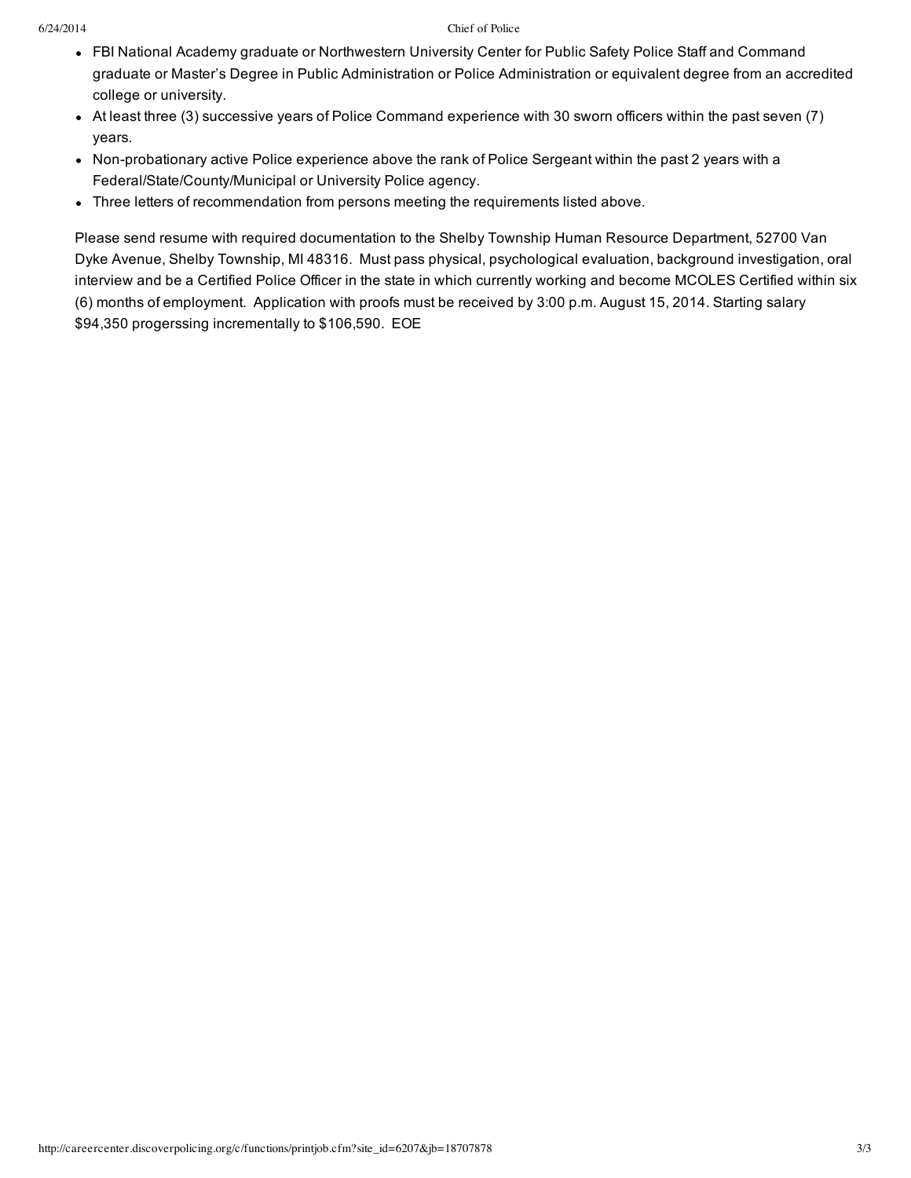- FBI National Academy graduate or Northwestern University Center for Public Safety Police Staff and Command graduate or Master's Degree in Public Administration or Police Administration or equivalent degree from an accredited college or university.
- At least three (3) successive years of Police Command experience with 30 sworn officers within the past seven (7) years.
- Non-probationary active Police experience above the rank of Police Sergeant within the past 2 years with a Federal/State/County/Municipal or University Police agency.
- Three letters of recommendation from persons meeting the requirements listed above.

Please send resume with required documentation to the Shelby Township Human Resource Department, 52700 Van Dyke Avenue, Shelby Township, MI 48316. Must pass physical, psychological evaluation, background investigation, oral interview and be a Certified Police Officer in the state in which currently working and become MCOLES Certified within six (6) months of employment. Application with proofs must be received by 3:00 p.m. August 15, 2014. Starting salary $94,350 progerssing incrementally to $106,590. EOE